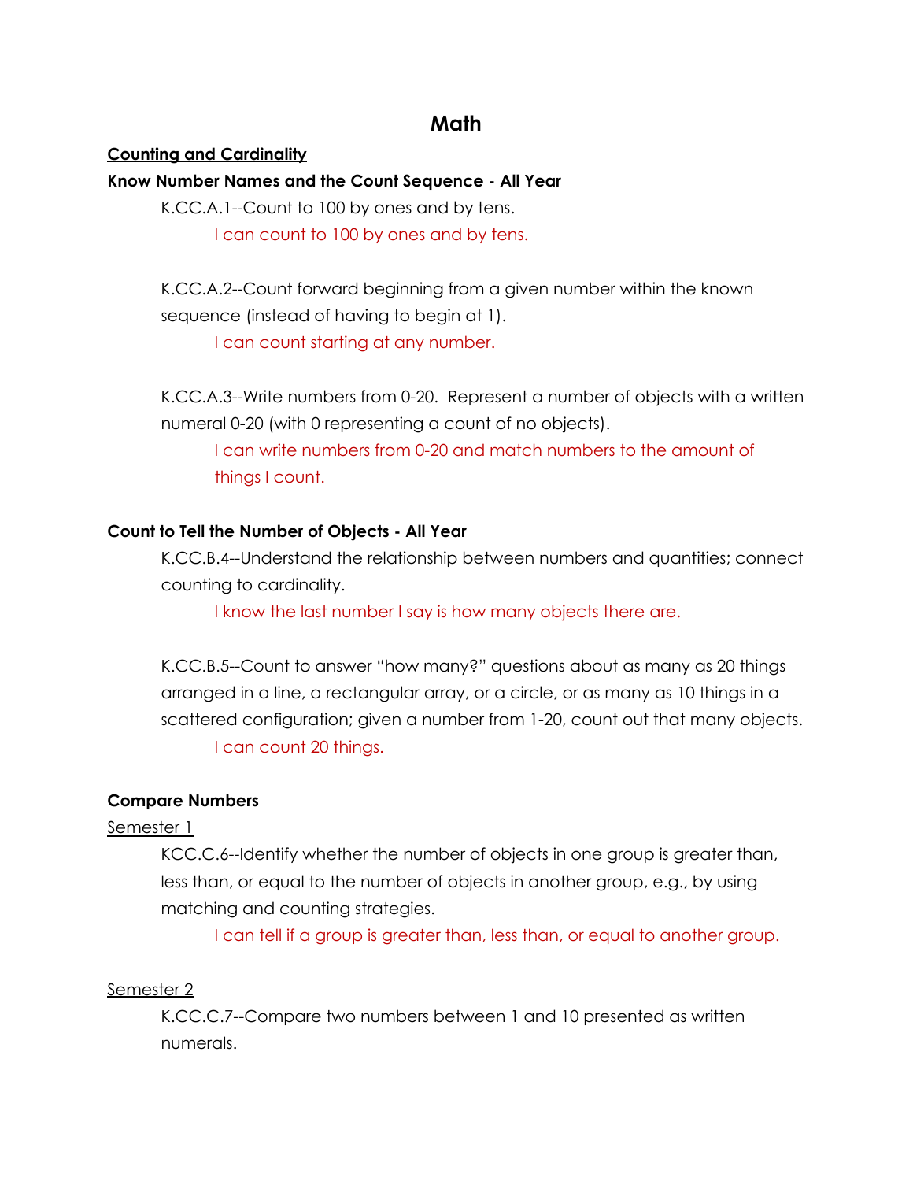# Math

## Counting and Cardinality

### Know Number Names and the Count Sequence - All Year

K.CC.A.1--Count to 100 by ones and by tens.

I can count to 100 by ones and by tens.

K.CC.A.2--Count forward beginning from a given number within the known sequence (instead of having to begin at 1).

I can count starting at any number.

K.CC.A.3--Write numbers from 0-20. Represent a number of objects with a written numeral 0-20 (with 0 representing a count of no objects).

I can write numbers from 0-20 and match numbers to the amount of things I count.

### Count to Tell the Number of Objects - All Year

K.CC.B.4--Understand the relationship between numbers and quantities; connect counting to cardinality.

I know the last number I say is how many objects there are.

K.CC.B.5--Count to answer "how many?" questions about as many as 20 things arranged in a line, a rectangular array, or a circle, or as many as 10 things in a scattered configuration; given a number from 1-20, count out that many objects.

I can count 20 things.

### Compare Numbers

Semester 1

KCC.C.6--Identify whether the number of objects in one group is greater than, less than, or equal to the number of objects in another group, e.g., by using matching and counting strategies.

I can tell if a group is greater than, less than, or equal to another group.

Semester 2

K.CC.C.7--Compare two numbers between 1 and 10 presented as written numerals.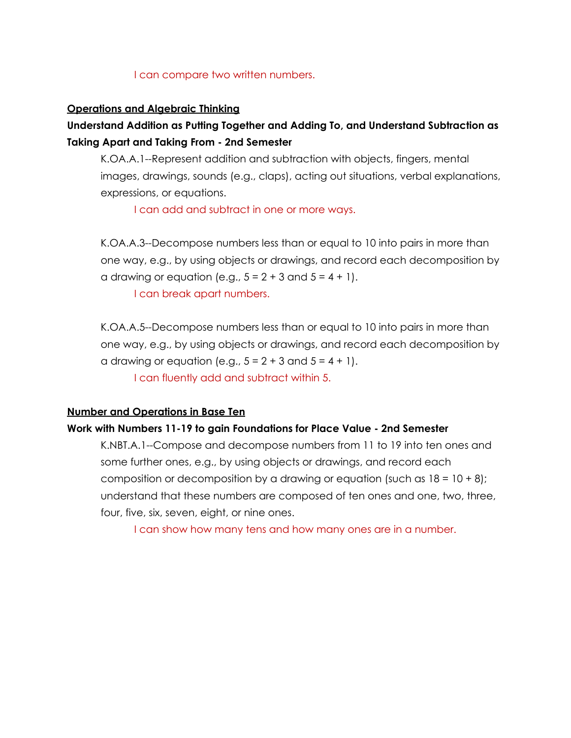I can compare two written numbers.

**Operations and Algebraic Thinking**

**Understand Addition as Putting Together and Adding To, and Understand Subtraction as Taking Apart and Taking From - 2nd Semester**

K.OA.A.1--Represent addition and subtraction with objects, fingers, mental images, drawings, sounds (e.g., claps), acting out situations, verbal explanations, expressions, or equations.

I can add and subtract in one or more ways.

K.OA.A.3--Decompose numbers less than or equal to 10 into pairs in more than one way, e.g., by using objects or drawings, and record each decomposition by a drawing or equation (e.g., 5 = 2 + 3 and 5 = 4 + 1).

I can break apart numbers.

K.OA.A.5--Decompose numbers less than or equal to 10 into pairs in more than one way, e.g., by using objects or drawings, and record each decomposition by a drawing or equation (e.g., 5 = 2 + 3 and 5 = 4 + 1).

I can fluently add and subtract within 5.

**Number and Operations in Base Ten**

**Work with Numbers 11-19 to gain Foundations for Place Value - 2nd Semester**

K.NBT.A.1--Compose and decompose numbers from 11 to 19 into ten ones and some further ones, e.g., by using objects or drawings, and record each composition or decomposition by a drawing or equation (such as 18 = 10 + 8); understand that these numbers are composed of ten ones and one, two, three, four, five, six, seven, eight, or nine ones.

I can show how many tens and how many ones are in a number.